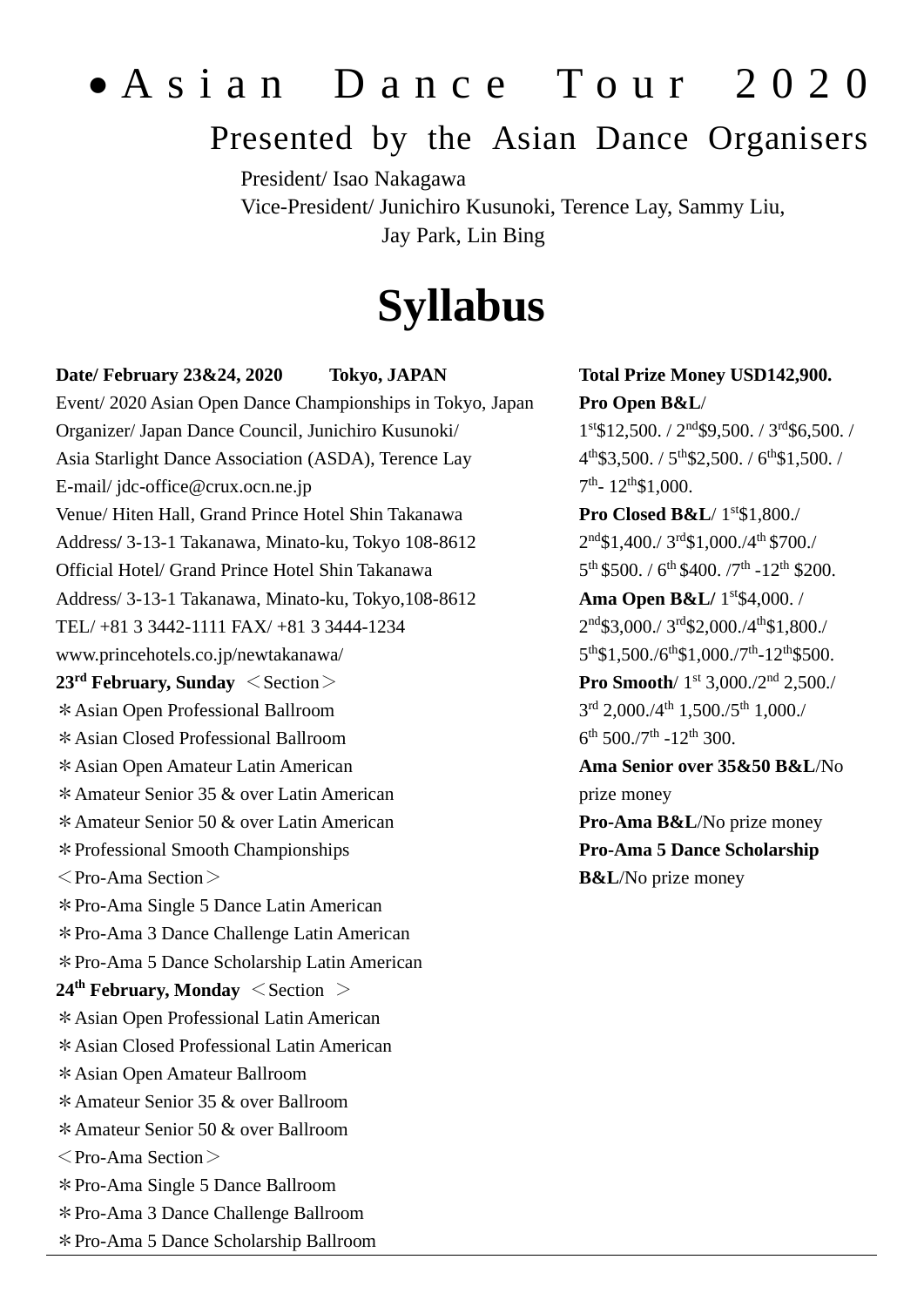# • Asian Dance Tour 2020

## Presented by the Asian Dance Organisers

President/ Isao Nakagawa
Vice-President/ Junichiro Kusunoki, Terence Lay, Sammy Liu, Jay Park, Lin Bing

# Syllabus

**Date/ February 23&24, 2020 Tokyo, JAPAN**
Event/ 2020 Asian Open Dance Championships in Tokyo, Japan
Organizer/ Japan Dance Council, Junichiro Kusunoki/
Asia Starlight Dance Association (ASDA), Terence Lay
E-mail/ jdc-office@crux.ocn.ne.jp
Venue/ Hiten Hall, Grand Prince Hotel Shin Takanawa
Address/ 3-13-1 Takanawa, Minato-ku, Tokyo 108-8612
Official Hotel/ Grand Prince Hotel Shin Takanawa
Address/ 3-13-1 Takanawa, Minato-ku, Tokyo,108-8612
TEL/ +81 3 3442-1111 FAX/ +81 3 3444-1234
www.princehotels.co.jp/newtakanawa/

**23rd February, Sunday** ＜Section＞
＊Asian Open Professional Ballroom
＊Asian Closed Professional Ballroom
＊Asian Open Amateur Latin American
＊Amateur Senior 35 & over Latin American
＊Amateur Senior 50 & over Latin American
＊Professional Smooth Championships
＜Pro-Ama Section＞
＊Pro-Ama Single 5 Dance Latin American
＊Pro-Ama 3 Dance Challenge Latin American
＊Pro-Ama 5 Dance Scholarship Latin American

**24th February, Monday** ＜Section ＞
＊Asian Open Professional Latin American
＊Asian Closed Professional Latin American
＊Asian Open Amateur Ballroom
＊Amateur Senior 35 & over Ballroom
＊Amateur Senior 50 & over Ballroom
＜Pro-Ama Section＞
＊Pro-Ama Single 5 Dance Ballroom
＊Pro-Ama 3 Dance Challenge Ballroom
＊Pro-Ama 5 Dance Scholarship Ballroom

**Total Prize Money USD142,900.**

**Pro Open B&L**/
1st$12,500. / 2nd$9,500. / 3rd$6,500. / 4th$3,500. / 5th$2,500. / 6th$1,500. / 7th- 12th$1,000.

**Pro Closed B&L**/ 1st$1,800./ 2nd$1,400./ 3rd$1,000./4th $700./ 5th $500. / 6th $400. /7th -12th $200.

**Ama Open B&L/** 1st$4,000. / 2nd$3,000./ 3rd$2,000./4th$1,800./ 5th$1,500./6th$1,000./7th-12th$500.

**Pro Smooth**/ 1st 3,000./2nd 2,500./ 3rd 2,000./4th 1,500./5th 1,000./ 6th 500./7th -12th 300.

**Ama Senior over 35&50 B&L**/No prize money

**Pro-Ama B&L**/No prize money

**Pro-Ama 5 Dance Scholarship B&L**/No prize money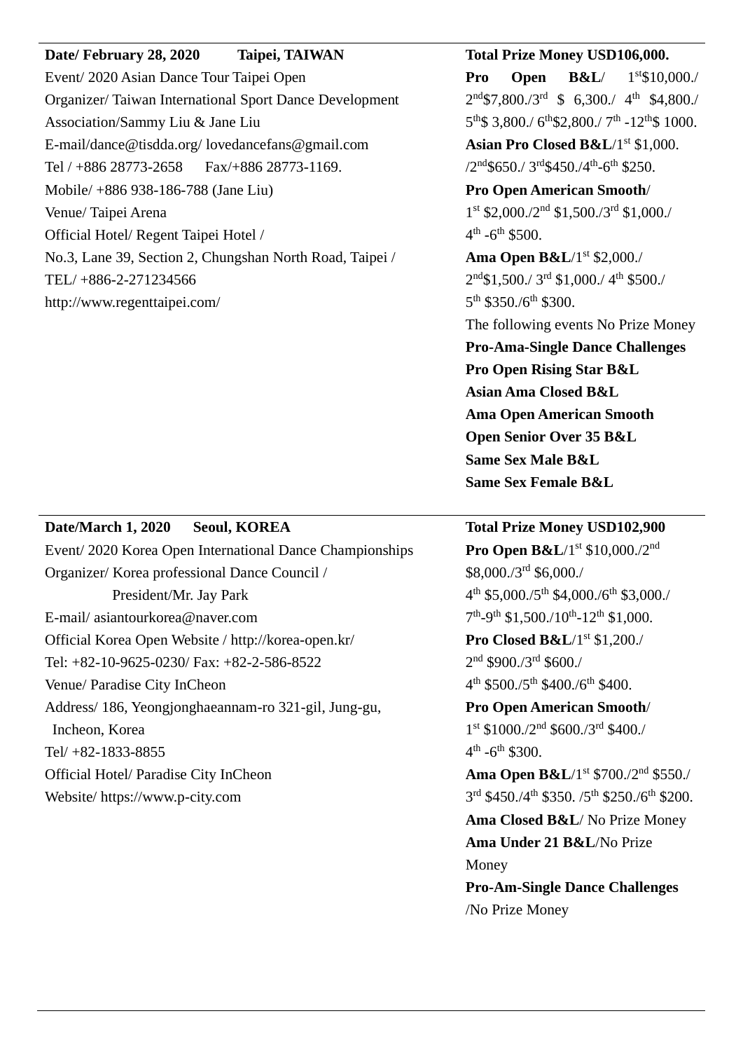**Date/ February 28, 2020 Taipei, TAIWAN**

Event/ 2020 Asian Dance Tour Taipei Open
Organizer/ Taiwan International Sport Dance Development Association/Sammy Liu & Jane Liu
E-mail/dance@tisdda.org/ lovedancefans@gmail.com
Tel / +886 28773-2658 Fax/+886 28773-1169.
Mobile/ +886 938-186-788 (Jane Liu)
Venue/ Taipei Arena
Official Hotel/ Regent Taipei Hotel /
No.3, Lane 39, Section 2, Chungshan North Road, Taipei /
TEL/ +886-2-271234566
http://www.regenttaipei.com/

**Total Prize Money USD106,000.**

**Pro Open B&L**/ 1st$10,000./ 2nd$7,800./3rd $ 6,300./ 4th $4,800./ 5th$ 3,800./ 6th$2,800./ 7th -12th$ 1000.

**Asian Pro Closed B&L**/1st $1,000. /2nd$650./ 3rd$450./4th-6th $250.

**Pro Open American Smooth**/ 1st $2,000./2nd $1,500./3rd $1,000./ 4th -6th $500.

**Ama Open B&L**/1st $2,000./ 2nd$1,500./ 3rd $1,000./ 4th $500./ 5th $350./6th $300.

The following events No Prize Money

**Pro-Ama-Single Dance Challenges**
**Pro Open Rising Star B&L**
**Asian Ama Closed B&L**
**Ama Open American Smooth**
**Open Senior Over 35 B&L**
**Same Sex Male B&L**
**Same Sex Female B&L**

---

**Date/March 1, 2020 Seoul, KOREA**

Event/ 2020 Korea Open International Dance Championships
Organizer/ Korea professional Dance Council /
President/Mr. Jay Park
E-mail/ asiantourkorea@naver.com
Official Korea Open Website / http://korea-open.kr/
Tel: +82-10-9625-0230/ Fax: +82-2-586-8522
Venue/ Paradise City InCheon
Address/ 186, Yeongjonghaeannam-ro 321-gil, Jung-gu, Incheon, Korea
Tel/ +82-1833-8855
Official Hotel/ Paradise City InCheon
Website/ https://www.p-city.com

**Total Prize Money USD102,900**

**Pro Open B&L**/1st $10,000./2nd $8,000./3rd $6,000./ 4th $5,000./5th $4,000./6th $3,000./ 7th-9th $1,500./10th-12th $1,000.

**Pro Closed B&L**/1st $1,200./ 2nd $900./3rd $600./ 4th $500./5th $400./6th $400.

**Pro Open American Smooth**/ 1st $1000./2nd $600./3rd $400./ 4th -6th $300.

**Ama Open B&L**/1st $700./2nd $550./ 3rd $450./4th $350. /5th $250./6th $200.

**Ama Closed B&L**/ No Prize Money

**Ama Under 21 B&L**/No Prize Money

**Pro-Am-Single Dance Challenges** /No Prize Money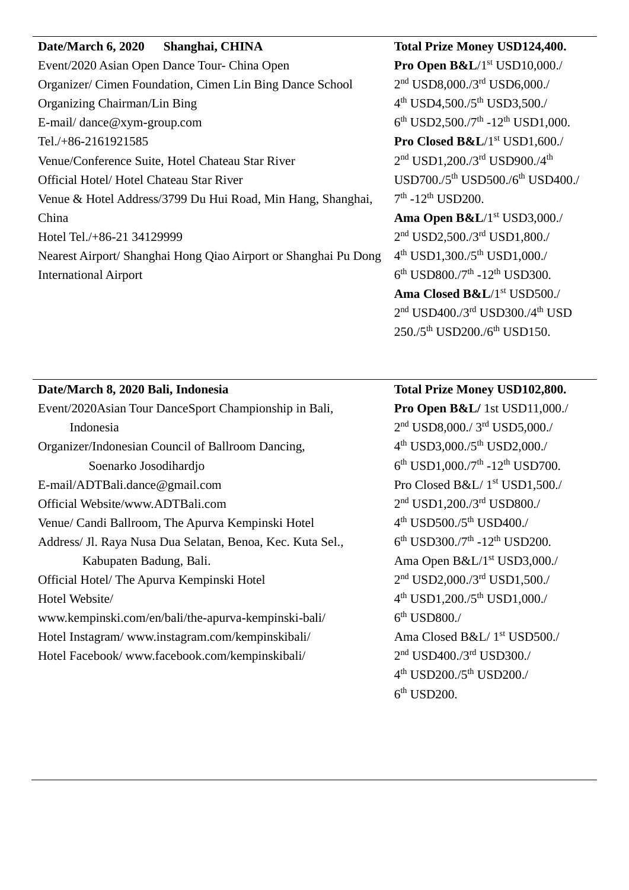**Date/March 6, 2020 Shanghai, CHINA**

Event/2020 Asian Open Dance Tour- China Open

Organizer/ Cimen Foundation, Cimen Lin Bing Dance School

Organizing Chairman/Lin Bing

E-mail/ dance@xym-group.com

Tel./+86-2161921585

Venue/Conference Suite, Hotel Chateau Star River

Official Hotel/ Hotel Chateau Star River

Venue & Hotel Address/3799 Du Hui Road, Min Hang, Shanghai, China

Hotel Tel./+86-21 34129999

Nearest Airport/ Shanghai Hong Qiao Airport or Shanghai Pu Dong International Airport

**Total Prize Money USD124,400.**

**Pro Open B&L**/1st USD10,000./2nd USD8,000./3rd USD6,000./4th USD4,500./5th USD3,500./6th USD2,500./7th -12th USD1,000.

**Pro Closed B&L**/1st USD1,600./2nd USD1,200./3rd USD900./4th USD700./5th USD500./6th USD400./7th -12th USD200.

**Ama Open B&L**/1st USD3,000./2nd USD2,500./3rd USD1,800./4th USD1,300./5th USD1,000./6th USD800./7th -12th USD300.

**Ama Closed B&L**/1st USD500./2nd USD400./3rd USD300./4th USD 250./5th USD200./6th USD150.

---

**Date/March 8, 2020 Bali, Indonesia**

Event/2020Asian Tour DanceSport Championship in Bali, Indonesia

Organizer/Indonesian Council of Ballroom Dancing, Soenarko Josodihardjo

E-mail/ADTBali.dance@gmail.com

Official Website/www.ADTBali.com

Venue/ Candi Ballroom, The Apurva Kempinski Hotel

Address/ Jl. Raya Nusa Dua Selatan, Benoa, Kec. Kuta Sel., Kabupaten Badung, Bali.

Official Hotel/ The Apurva Kempinski Hotel

Hotel Website/ www.kempinski.com/en/bali/the-apurva-kempinski-bali/

Hotel Instagram/ www.instagram.com/kempinskibali/

Hotel Facebook/ www.facebook.com/kempinskibali/

**Total Prize Money USD102,800.**

**Pro Open B&L/** 1st USD11,000./2nd USD8,000./ 3rd USD5,000./4th USD3,000./5th USD2,000./6th USD1,000./7th -12th USD700.

Pro Closed B&L/ 1st USD1,500./2nd USD1,200./3rd USD800./4th USD500./5th USD400./6th USD300./7th -12th USD200.

Ama Open B&L/1st USD3,000./2nd USD2,000./3rd USD1,500./4th USD1,200./5th USD1,000./6th USD800./

Ama Closed B&L/ 1st USD500./2nd USD400./3rd USD300./4th USD200./5th USD200./6th USD200.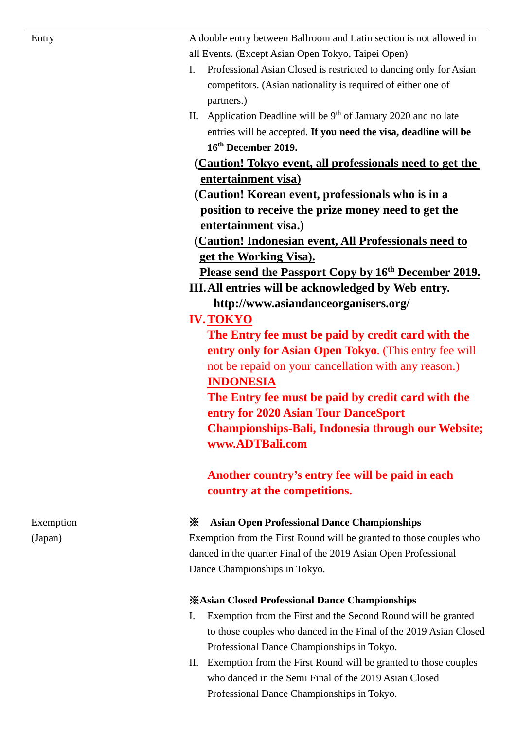| | |
|---|---|
| Entry | A double entry between Ballroom and Latin section is not allowed in all Events. (Except Asian Open Tokyo, Taipei Open)<br>I. Professional Asian Closed is restricted to dancing only for Asian competitors. (Asian nationality is required of either one of partners.)<br>II. Application Deadline will be 9th of January 2020 and no late entries will be accepted. **If you need the visa, deadline will be 16th December 2019.**<br>**(Caution! Tokyo event, all professionals need to get the entertainment visa)**<br>**(Caution! Korean event, professionals who is in a position to receive the prize money need to get the entertainment visa.)**<br>**(Caution! Indonesian event, All Professionals need to get the Working Visa).**<br>**Please send the Passport Copy by 16th December 2019.**<br>**III. All entries will be acknowledged by Web entry. http://www.asiandanceorganisers.org/**<br>**IV. TOKYO**<br>**The Entry fee must be paid by credit card with the entry only for Asian Open Tokyo**. (This entry fee will not be repaid on your cancellation with any reason.)<br>**INDONESIA**<br>**The Entry fee must be paid by credit card with the entry for 2020 Asian Tour DanceSport Championships-Bali, Indonesia through our Website; www.ADTBali.com**<br><br>**Another country's entry fee will be paid in each country at the competitions.** |
| Exemption (Japan) | **※ Asian Open Professional Dance Championships**<br>Exemption from the First Round will be granted to those couples who danced in the quarter Final of the 2019 Asian Open Professional Dance Championships in Tokyo.<br><br>**※Asian Closed Professional Dance Championships**<br>I. Exemption from the First and the Second Round will be granted to those couples who danced in the Final of the 2019 Asian Closed Professional Dance Championships in Tokyo.<br>II. Exemption from the First Round will be granted to those couples who danced in the Semi Final of the 2019 Asian Closed Professional Dance Championships in Tokyo. |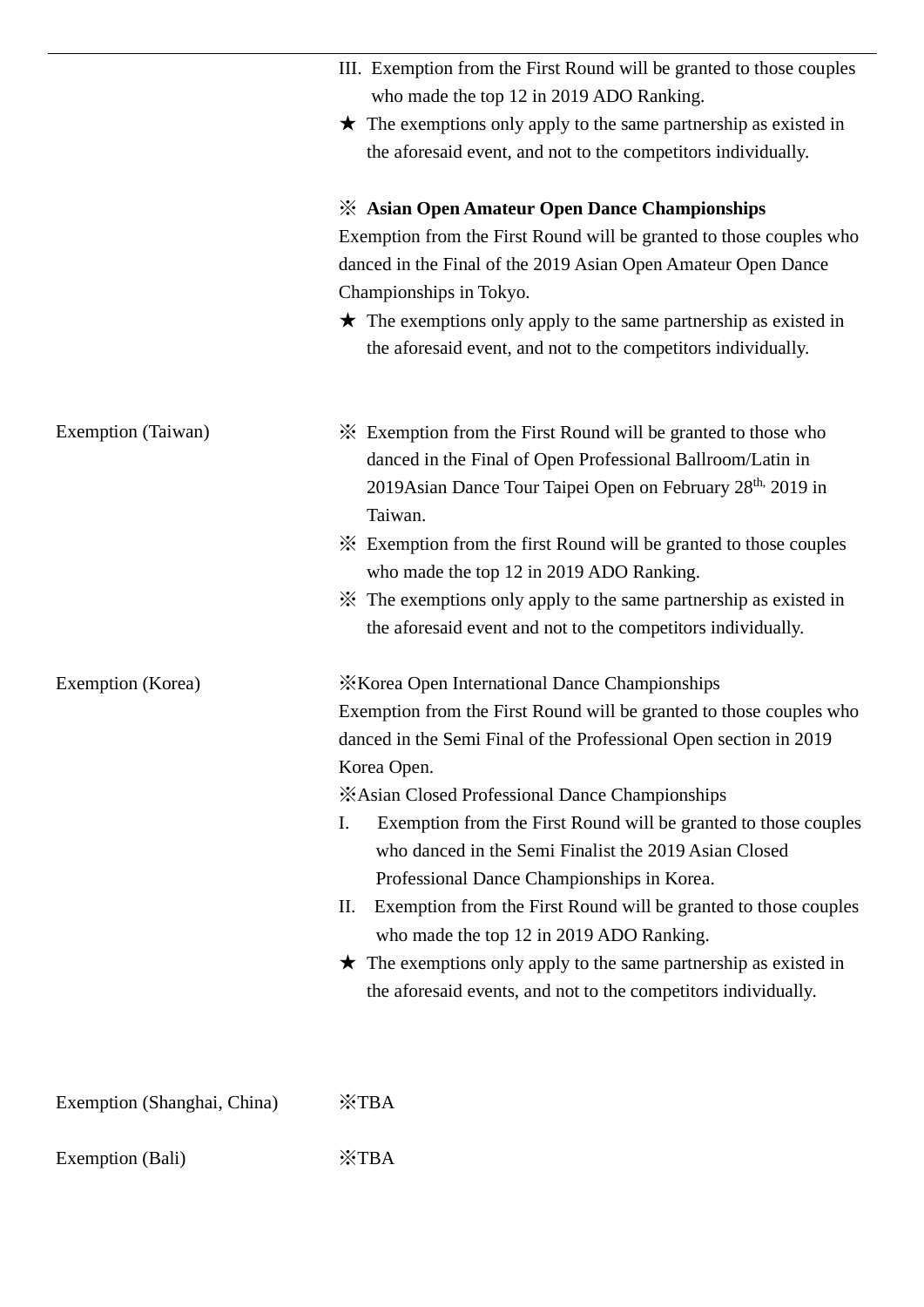| | |
|---|---|
| | III. Exemption from the First Round will be granted to those couples who made the top 12 in 2019 ADO Ranking.<br>★ The exemptions only apply to the same partnership as existed in the aforesaid event, and not to the competitors individually.<br><br>※ **Asian Open Amateur Open Dance Championships**<br>Exemption from the First Round will be granted to those couples who danced in the Final of the 2019 Asian Open Amateur Open Dance Championships in Tokyo.<br>★ The exemptions only apply to the same partnership as existed in the aforesaid event, and not to the competitors individually. |
| Exemption (Taiwan) | ※ Exemption from the First Round will be granted to those who danced in the Final of Open Professional Ballroom/Latin in 2019Asian Dance Tour Taipei Open on February 28th, 2019 in Taiwan.<br>※ Exemption from the first Round will be granted to those couples who made the top 12 in 2019 ADO Ranking.<br>※ The exemptions only apply to the same partnership as existed in the aforesaid event and not to the competitors individually. |
| Exemption (Korea) | ※Korea Open International Dance Championships<br>Exemption from the First Round will be granted to those couples who danced in the Semi Final of the Professional Open section in 2019 Korea Open.<br>※Asian Closed Professional Dance Championships<br>I. Exemption from the First Round will be granted to those couples who danced in the Semi Finalist the 2019 Asian Closed Professional Dance Championships in Korea.<br>II. Exemption from the First Round will be granted to those couples who made the top 12 in 2019 ADO Ranking.<br>★ The exemptions only apply to the same partnership as existed in the aforesaid events, and not to the competitors individually. |
| Exemption (Shanghai, China) | ※TBA |
| Exemption (Bali) | ※TBA |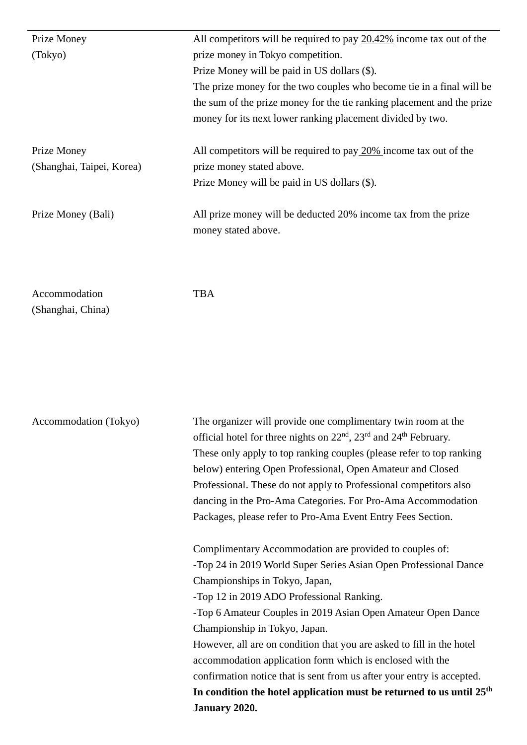| | |
|---|---|
| Prize Money (Tokyo) | All competitors will be required to pay 20.42% income tax out of the prize money in Tokyo competition.<br>Prize Money will be paid in US dollars ($).<br>The prize money for the two couples who become tie in a final will be the sum of the prize money for the tie ranking placement and the prize money for its next lower ranking placement divided by two. |
| Prize Money (Shanghai, Taipei, Korea) | All competitors will be required to pay 20% income tax out of the prize money stated above.<br>Prize Money will be paid in US dollars ($). |
| Prize Money (Bali) | All prize money will be deducted 20% income tax from the prize money stated above. |
| Accommodation (Shanghai, China) | TBA |
| Accommodation (Tokyo) | The organizer will provide one complimentary twin room at the official hotel for three nights on 22nd, 23rd and 24th February.<br>These only apply to top ranking couples (please refer to top ranking below) entering Open Professional, Open Amateur and Closed Professional. These do not apply to Professional competitors also dancing in the Pro-Ama Categories. For Pro-Ama Accommodation Packages, please refer to Pro-Ama Event Entry Fees Section.<br><br>Complimentary Accommodation are provided to couples of:<br>-Top 24 in 2019 World Super Series Asian Open Professional Dance Championships in Tokyo, Japan,<br>-Top 12 in 2019 ADO Professional Ranking.<br>-Top 6 Amateur Couples in 2019 Asian Open Amateur Open Dance Championship in Tokyo, Japan.<br>However, all are on condition that you are asked to fill in the hotel accommodation application form which is enclosed with the confirmation notice that is sent from us after your entry is accepted.<br>**In condition the hotel application must be returned to us until 25th January 2020.** |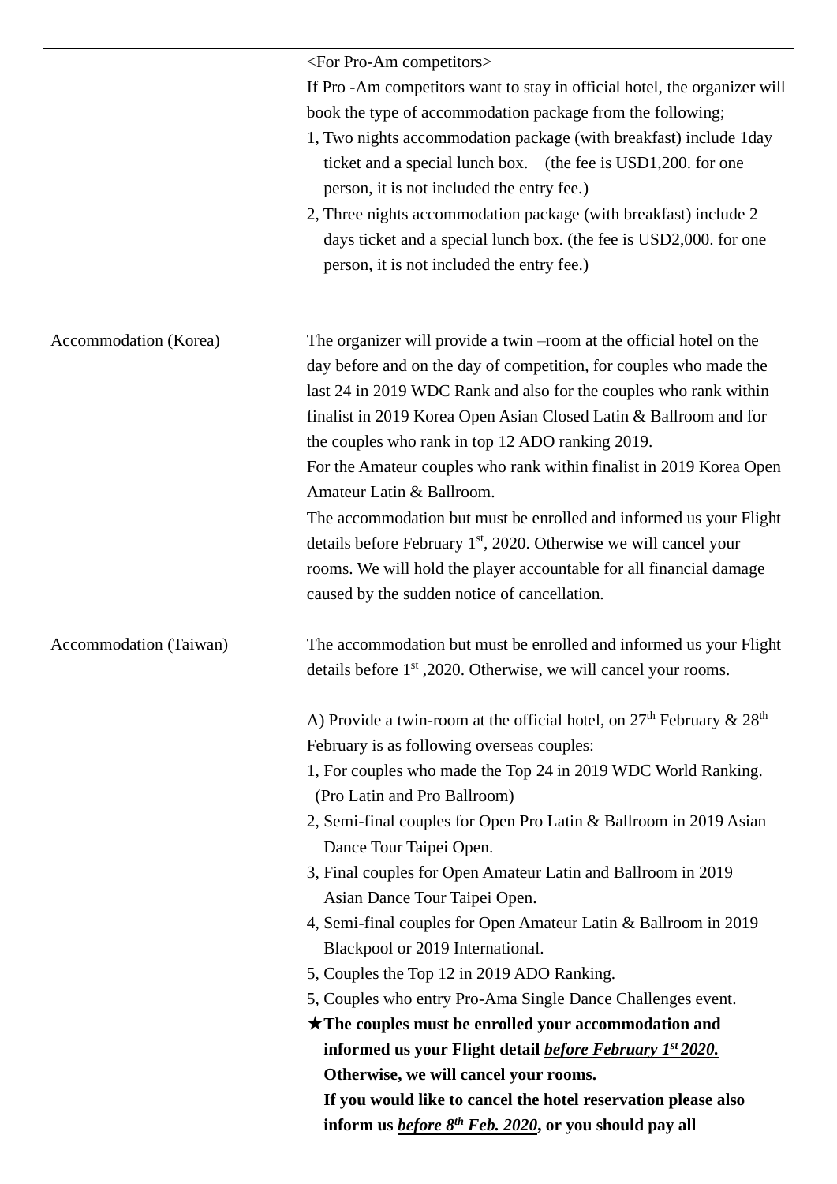| | |
|---|---|
| | <For Pro-Am competitors><br>If Pro -Am competitors want to stay in official hotel, the organizer will book the type of accommodation package from the following;<br>1, Two nights accommodation package (with breakfast) include 1day ticket and a special lunch box. (the fee is USD1,200. for one person, it is not included the entry fee.)<br>2, Three nights accommodation package (with breakfast) include 2 days ticket and a special lunch box. (the fee is USD2,000. for one person, it is not included the entry fee.) |
| Accommodation (Korea) | The organizer will provide a twin –room at the official hotel on the day before and on the day of competition, for couples who made the last 24 in 2019 WDC Rank and also for the couples who rank within finalist in 2019 Korea Open Asian Closed Latin & Ballroom and for the couples who rank in top 12 ADO ranking 2019.<br>For the Amateur couples who rank within finalist in 2019 Korea Open Amateur Latin & Ballroom.<br>The accommodation but must be enrolled and informed us your Flight details before February 1st, 2020. Otherwise we will cancel your rooms. We will hold the player accountable for all financial damage caused by the sudden notice of cancellation. |
| Accommodation (Taiwan) | The accommodation but must be enrolled and informed us your Flight details before 1st ,2020. Otherwise, we will cancel your rooms.<br><br>A) Provide a twin-room at the official hotel, on 27th February & 28th February is as following overseas couples:<br>1, For couples who made the Top 24 in 2019 WDC World Ranking. (Pro Latin and Pro Ballroom)<br>2, Semi-final couples for Open Pro Latin & Ballroom in 2019 Asian Dance Tour Taipei Open.<br>3, Final couples for Open Amateur Latin and Ballroom in 2019 Asian Dance Tour Taipei Open.<br>4, Semi-final couples for Open Amateur Latin & Ballroom in 2019 Blackpool or 2019 International.<br>5, Couples the Top 12 in 2019 ADO Ranking.<br>5, Couples who entry Pro-Ama Single Dance Challenges event.<br>★**The couples must be enrolled your accommodation and informed us your Flight detail *before February 1st 2020.* Otherwise, we will cancel your rooms.**<br>**If you would like to cancel the hotel reservation please also inform us *before 8th Feb. 2020*, or you should pay all** |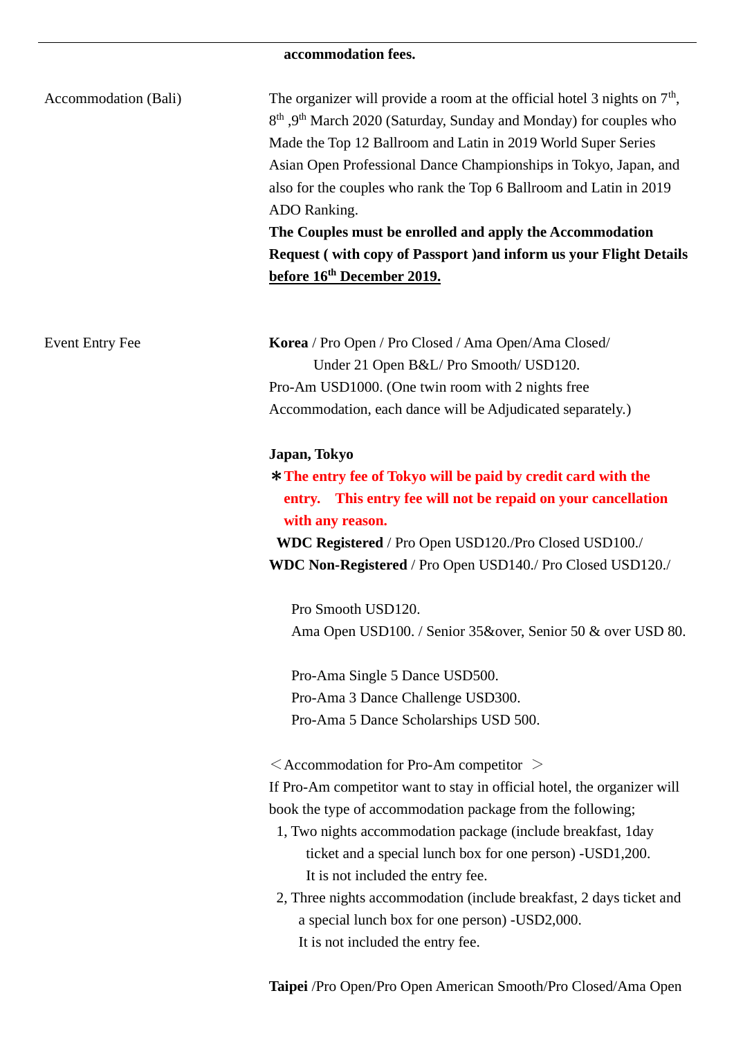**accommodation fees.**

| | |
|---|---|
| Accommodation (Bali) | The organizer will provide a room at the official hotel 3 nights on 7th, 8th ,9th March 2020 (Saturday, Sunday and Monday) for couples who Made the Top 12 Ballroom and Latin in 2019 World Super Series Asian Open Professional Dance Championships in Tokyo, Japan, and also for the couples who rank the Top 6 Ballroom and Latin in 2019 ADO Ranking. **The Couples must be enrolled and apply the Accommodation Request ( with copy of Passport )and inform us your Flight Details <u>before 16th December 2019.</u>** |

Event Entry Fee

**Korea** / Pro Open / Pro Closed / Ama Open/Ama Closed/ Under 21 Open B&L/ Pro Smooth/ USD120.
Pro-Am USD1000. (One twin room with 2 nights free Accommodation, each dance will be Adjudicated separately.)

**Japan, Tokyo**

**＊The entry fee of Tokyo will be paid by credit card with the entry.　This entry fee will not be repaid on your cancellation with any reason.**

**WDC Registered** / Pro Open USD120./Pro Closed USD100./
**WDC Non-Registered** / Pro Open USD140./ Pro Closed USD120./

Pro Smooth USD120.
Ama Open USD100. / Senior 35&over, Senior 50 & over USD 80.

Pro-Ama Single 5 Dance USD500.
Pro-Ama 3 Dance Challenge USD300.
Pro-Ama 5 Dance Scholarships USD 500.

＜Accommodation for Pro-Am competitor ＞
If Pro-Am competitor want to stay in official hotel, the organizer will book the type of accommodation package from the following;

1, Two nights accommodation package (include breakfast, 1day ticket and a special lunch box for one person) -USD1,200. It is not included the entry fee.
2, Three nights accommodation (include breakfast, 2 days ticket and a special lunch box for one person) -USD2,000. It is not included the entry fee.

**Taipei** /Pro Open/Pro Open American Smooth/Pro Closed/Ama Open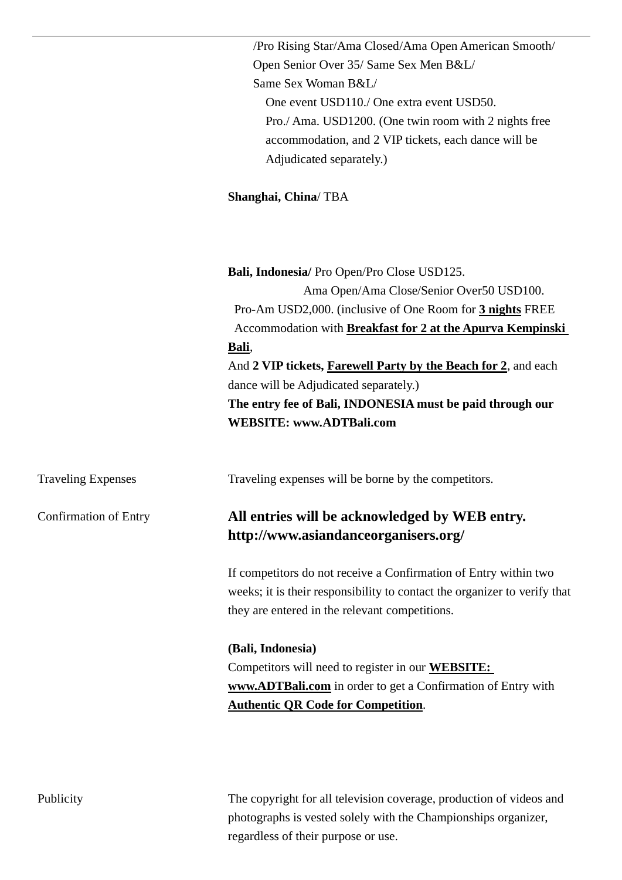/Pro Rising Star/Ama Closed/Ama Open American Smooth/
Open Senior Over 35/ Same Sex Men B&L/
Same Sex Woman B&L/
One event USD110./ One extra event USD50.
Pro./ Ama. USD1200. (One twin room with 2 nights free accommodation, and 2 VIP tickets, each dance will be Adjudicated separately.)

**Shanghai, China**/ TBA

**Bali, Indonesia/** Pro Open/Pro Close USD125.
Ama Open/Ama Close/Senior Over50 USD100.
Pro-Am USD2,000. (inclusive of One Room for **3 nights** FREE Accommodation with **Breakfast for 2 at the Apurva Kempinski Bali**,
And **2 VIP tickets, Farewell Party by the Beach for 2**, and each dance will be Adjudicated separately.)
**The entry fee of Bali, INDONESIA must be paid through our WEBSITE: www.ADTBali.com**

| | |
|---|---|
| Traveling Expenses | Traveling expenses will be borne by the competitors. |
| Confirmation of Entry | **All entries will be acknowledged by WEB entry. http://www.asiandanceorganisers.org/**<br><br>If competitors do not receive a Confirmation of Entry within two weeks; it is their responsibility to contact the organizer to verify that they are entered in the relevant competitions.<br><br>**(Bali, Indonesia)**<br>Competitors will need to register in our **WEBSITE: www.ADTBali.com** in order to get a Confirmation of Entry with **Authentic QR Code for Competition**. |
| Publicity | The copyright for all television coverage, production of videos and photographs is vested solely with the Championships organizer, regardless of their purpose or use. |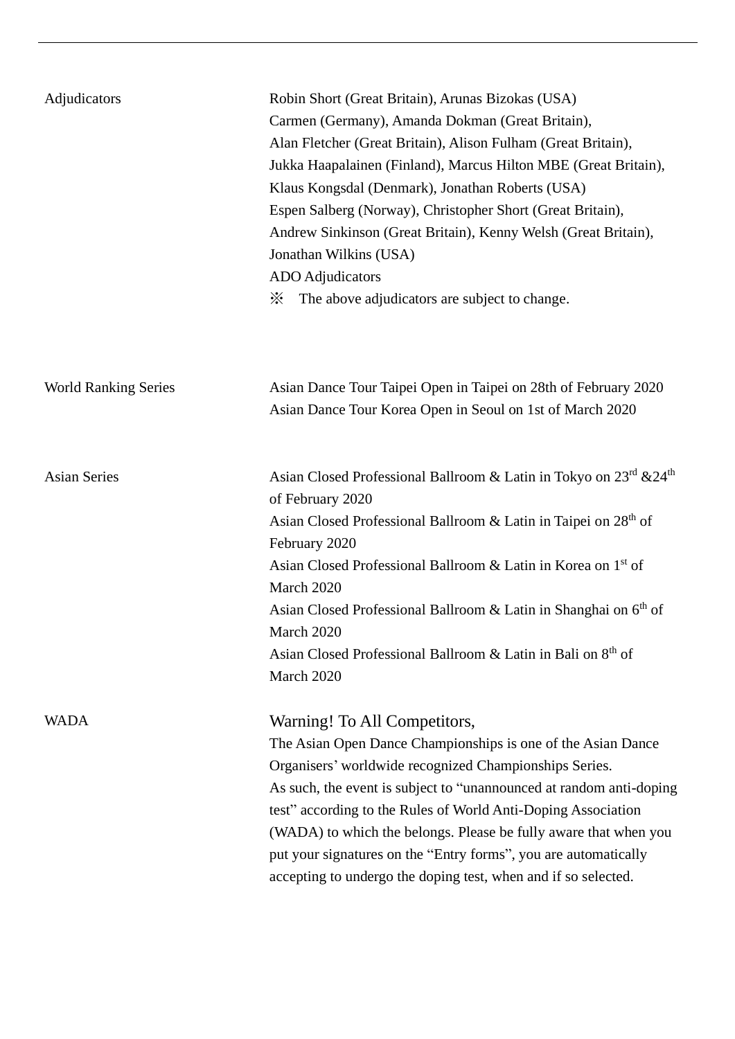| | |
|---|---|
| Adjudicators | Robin Short (Great Britain), Arunas Bizokas (USA)<br>Carmen (Germany), Amanda Dokman (Great Britain),<br>Alan Fletcher (Great Britain), Alison Fulham (Great Britain),<br>Jukka Haapalainen (Finland), Marcus Hilton MBE (Great Britain),<br>Klaus Kongsdal (Denmark), Jonathan Roberts (USA)<br>Espen Salberg (Norway), Christopher Short (Great Britain),<br>Andrew Sinkinson (Great Britain), Kenny Welsh (Great Britain),<br>Jonathan Wilkins (USA)<br>ADO Adjudicators<br>※ The above adjudicators are subject to change. |
| World Ranking Series | Asian Dance Tour Taipei Open in Taipei on 28th of February 2020<br>Asian Dance Tour Korea Open in Seoul on 1st of March 2020 |
| Asian Series | Asian Closed Professional Ballroom & Latin in Tokyo on 23rd &24th of February 2020<br>Asian Closed Professional Ballroom & Latin in Taipei on 28th of February 2020<br>Asian Closed Professional Ballroom & Latin in Korea on 1st of March 2020<br>Asian Closed Professional Ballroom & Latin in Shanghai on 6th of March 2020<br>Asian Closed Professional Ballroom & Latin in Bali on 8th of March 2020 |
| WADA | Warning! To All Competitors,<br>The Asian Open Dance Championships is one of the Asian Dance Organisers' worldwide recognized Championships Series.<br>As such, the event is subject to "unannounced at random anti-doping test" according to the Rules of World Anti-Doping Association (WADA) to which the belongs. Please be fully aware that when you put your signatures on the "Entry forms", you are automatically accepting to undergo the doping test, when and if so selected. |